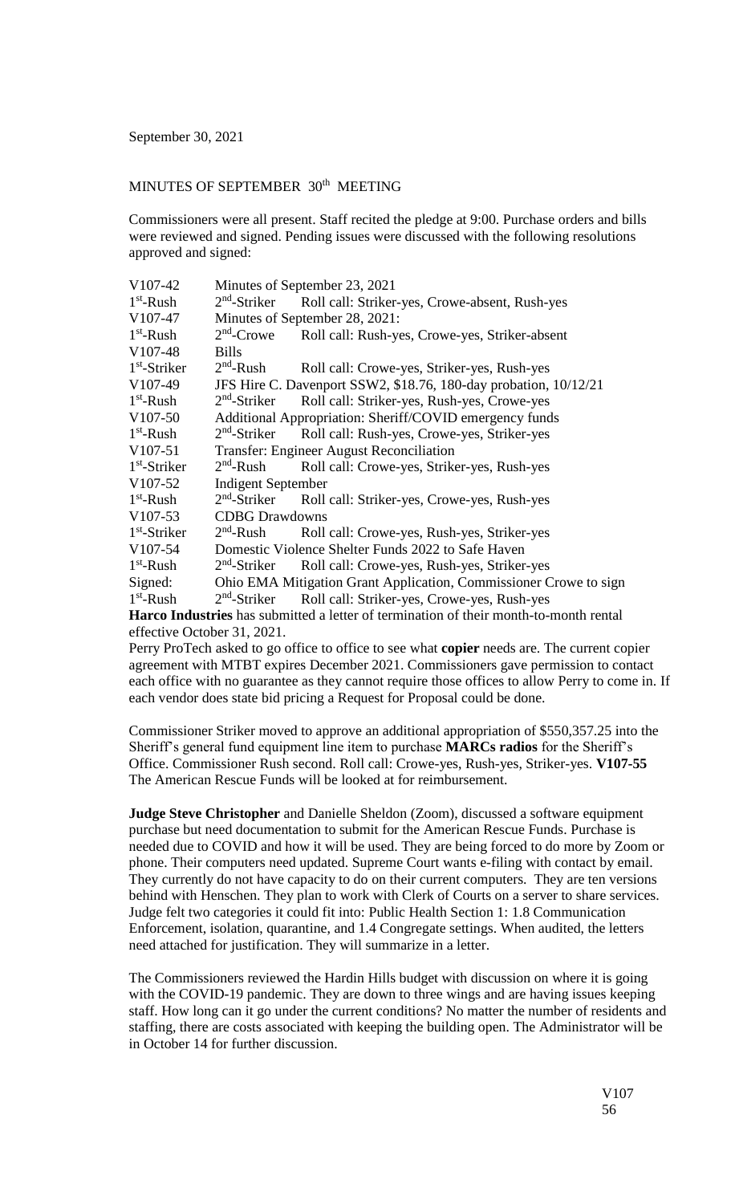September 30, 2021

MINUTES OF SEPTEMBER 30th MEETING

Commissioners were all present. Staff recited the pledge at 9:00. Purchase orders and bills were reviewed and signed. Pending issues were discussed with the following resolutions approved and signed:

| | | |
|---|---|---|
| V107-42 | Minutes of September 23, 2021 | |
| 1st-Rush | 2nd-Striker | Roll call: Striker-yes, Crowe-absent, Rush-yes |
| V107-47 | Minutes of September 28, 2021: | |
| 1st-Rush | 2nd-Crowe | Roll call: Rush-yes, Crowe-yes, Striker-absent |
| V107-48 | Bills | |
| 1st-Striker | 2nd-Rush | Roll call: Crowe-yes, Striker-yes, Rush-yes |
| V107-49 | JFS Hire C. Davenport SSW2, $18.76, 180-day probation, 10/12/21 | |
| 1st-Rush | 2nd-Striker | Roll call: Striker-yes, Rush-yes, Crowe-yes |
| V107-50 | Additional Appropriation: Sheriff/COVID emergency funds | |
| 1st-Rush | 2nd-Striker | Roll call: Rush-yes, Crowe-yes, Striker-yes |
| V107-51 | Transfer: Engineer August Reconciliation | |
| 1st-Striker | 2nd-Rush | Roll call: Crowe-yes, Striker-yes, Rush-yes |
| V107-52 | Indigent September | |
| 1st-Rush | 2nd-Striker | Roll call: Striker-yes, Crowe-yes, Rush-yes |
| V107-53 | CDBG Drawdowns | |
| 1st-Striker | 2nd-Rush | Roll call: Crowe-yes, Rush-yes, Striker-yes |
| V107-54 | Domestic Violence Shelter Funds 2022 to Safe Haven | |
| 1st-Rush | 2nd-Striker | Roll call: Crowe-yes, Rush-yes, Striker-yes |
| Signed: | Ohio EMA Mitigation Grant Application, Commissioner Crowe to sign | |
| 1st-Rush | 2nd-Striker | Roll call: Striker-yes, Crowe-yes, Rush-yes |

**Harco Industries** has submitted a letter of termination of their month-to-month rental effective October 31, 2021.

Perry ProTech asked to go office to office to see what **copier** needs are. The current copier agreement with MTBT expires December 2021. Commissioners gave permission to contact each office with no guarantee as they cannot require those offices to allow Perry to come in. If each vendor does state bid pricing a Request for Proposal could be done.

Commissioner Striker moved to approve an additional appropriation of $550,357.25 into the Sheriff's general fund equipment line item to purchase **MARCs radios** for the Sheriff's Office. Commissioner Rush second. Roll call: Crowe-yes, Rush-yes, Striker-yes. **V107-55** The American Rescue Funds will be looked at for reimbursement.

**Judge Steve Christopher** and Danielle Sheldon (Zoom), discussed a software equipment purchase but need documentation to submit for the American Rescue Funds. Purchase is needed due to COVID and how it will be used. They are being forced to do more by Zoom or phone. Their computers need updated. Supreme Court wants e-filing with contact by email. They currently do not have capacity to do on their current computers. They are ten versions behind with Henschen. They plan to work with Clerk of Courts on a server to share services. Judge felt two categories it could fit into: Public Health Section 1: 1.8 Communication Enforcement, isolation, quarantine, and 1.4 Congregate settings. When audited, the letters need attached for justification. They will summarize in a letter.

The Commissioners reviewed the Hardin Hills budget with discussion on where it is going with the COVID-19 pandemic. They are down to three wings and are having issues keeping staff. How long can it go under the current conditions? No matter the number of residents and staffing, there are costs associated with keeping the building open. The Administrator will be in October 14 for further discussion.

V107
56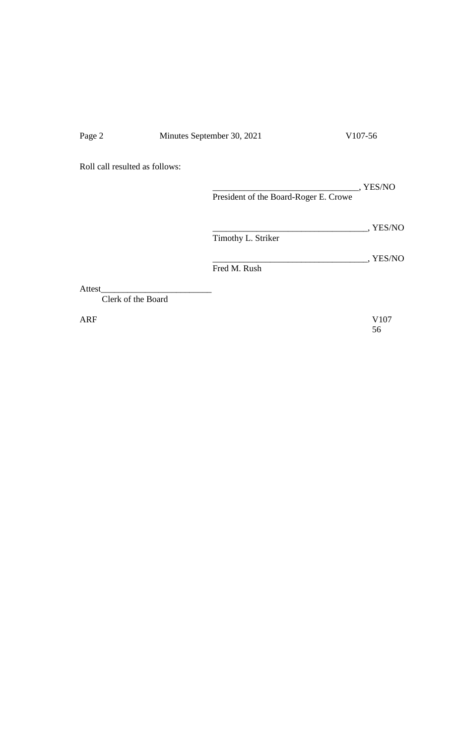Roll call resulted as follows:

\_\_\_\_\_\_\_\_\_\_\_\_\_\_\_\_\_\_\_\_\_\_\_\_\_\_\_\_\_\_\_\_\_\_, YES/NO
President of the Board-Roger E. Crowe

\_\_\_\_\_\_\_\_\_\_\_\_\_\_\_\_\_\_\_\_\_\_\_\_\_\_\_\_\_\_\_\_\_\_\_, YES/NO
Timothy L. Striker

\_\_\_\_\_\_\_\_\_\_\_\_\_\_\_\_\_\_\_\_\_\_\_\_\_\_\_\_\_\_\_\_\_\_\_, YES/NO
Fred M. Rush

Attest\_\_\_\_\_\_\_\_\_\_\_\_\_\_\_\_\_\_\_\_\_\_\_\_\_
Clerk of the Board

ARF

V107
56